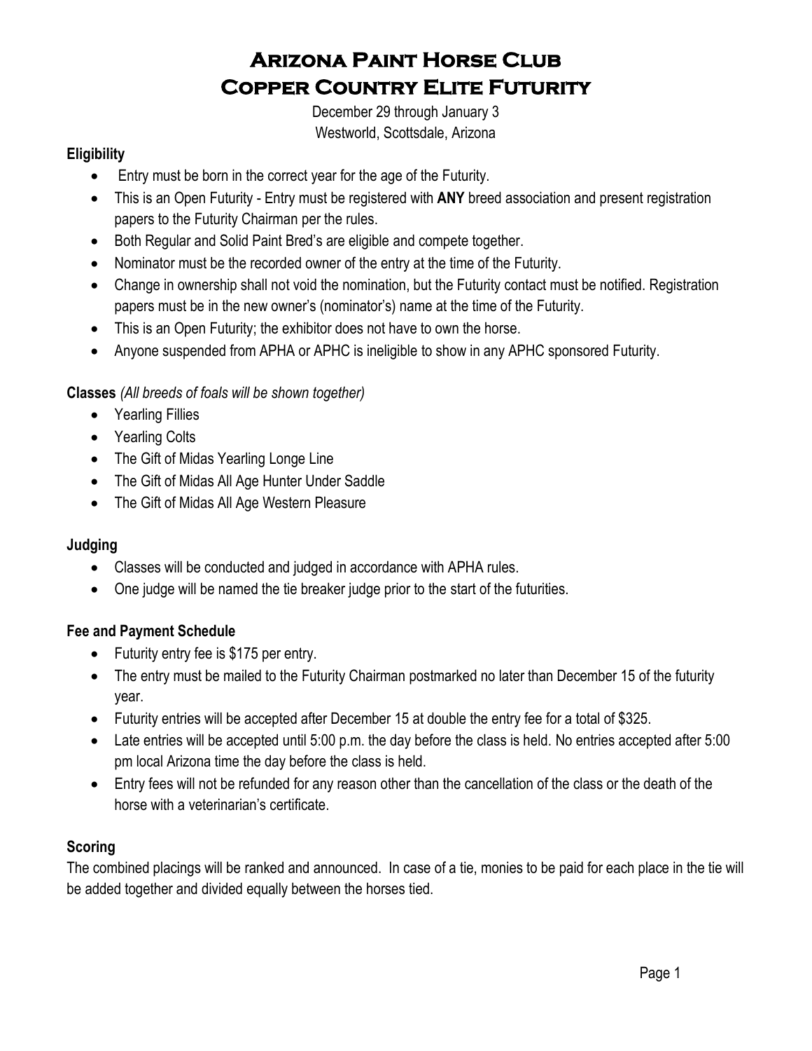# Arizona Paint Horse Club
# Copper Country Elite Futurity

December 29 through January 3
Westworld, Scottsdale, Arizona

**Eligibility**

- Entry must be born in the correct year for the age of the Futurity.
- This is an Open Futurity - Entry must be registered with **ANY** breed association and present registration papers to the Futurity Chairman per the rules.
- Both Regular and Solid Paint Bred's are eligible and compete together.
- Nominator must be the recorded owner of the entry at the time of the Futurity.
- Change in ownership shall not void the nomination, but the Futurity contact must be notified. Registration papers must be in the new owner's (nominator's) name at the time of the Futurity.
- This is an Open Futurity; the exhibitor does not have to own the horse.
- Anyone suspended from APHA or APHC is ineligible to show in any APHC sponsored Futurity.

**Classes** *(All breeds of foals will be shown together)*

- Yearling Fillies
- Yearling Colts
- The Gift of Midas Yearling Longe Line
- The Gift of Midas All Age Hunter Under Saddle
- The Gift of Midas All Age Western Pleasure

**Judging**

- Classes will be conducted and judged in accordance with APHA rules.
- One judge will be named the tie breaker judge prior to the start of the futurities.

**Fee and Payment Schedule**

- Futurity entry fee is $175 per entry.
- The entry must be mailed to the Futurity Chairman postmarked no later than December 15 of the futurity year.
- Futurity entries will be accepted after December 15 at double the entry fee for a total of $325.
- Late entries will be accepted until 5:00 p.m. the day before the class is held. No entries accepted after 5:00 pm local Arizona time the day before the class is held.
- Entry fees will not be refunded for any reason other than the cancellation of the class or the death of the horse with a veterinarian's certificate.

**Scoring**

The combined placings will be ranked and announced. In case of a tie, monies to be paid for each place in the tie will be added together and divided equally between the horses tied.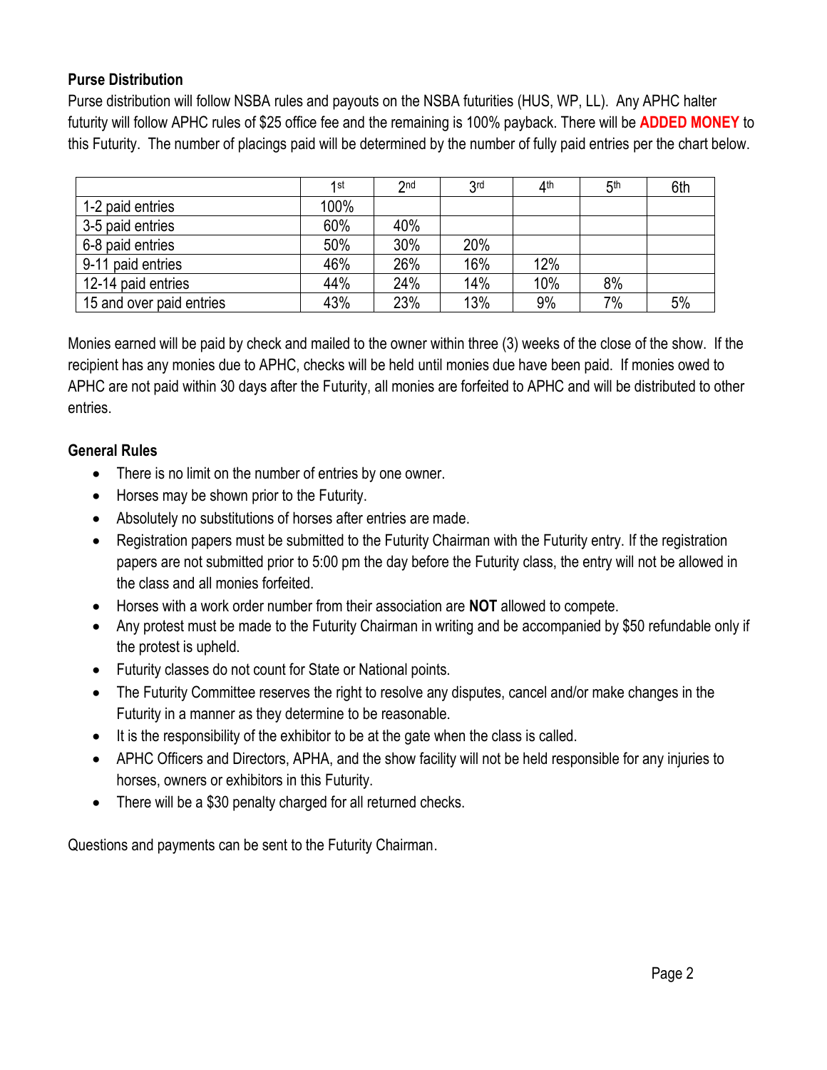**Purse Distribution**

Purse distribution will follow NSBA rules and payouts on the NSBA futurities (HUS, WP, LL). Any APHC halter futurity will follow APHC rules of $25 office fee and the remaining is 100% payback. There will be **ADDED MONEY** to this Futurity. The number of placings paid will be determined by the number of fully paid entries per the chart below.

| | 1st | 2nd | 3rd | 4th | 5th | 6th |
|---|---|---|---|---|---|---|
| 1-2 paid entries | 100% | | | | | |
| 3-5 paid entries | 60% | 40% | | | | |
| 6-8 paid entries | 50% | 30% | 20% | | | |
| 9-11 paid entries | 46% | 26% | 16% | 12% | | |
| 12-14 paid entries | 44% | 24% | 14% | 10% | 8% | |
| 15 and over paid entries | 43% | 23% | 13% | 9% | 7% | 5% |

Monies earned will be paid by check and mailed to the owner within three (3) weeks of the close of the show. If the recipient has any monies due to APHC, checks will be held until monies due have been paid. If monies owed to APHC are not paid within 30 days after the Futurity, all monies are forfeited to APHC and will be distributed to other entries.

**General Rules**

- There is no limit on the number of entries by one owner.
- Horses may be shown prior to the Futurity.
- Absolutely no substitutions of horses after entries are made.
- Registration papers must be submitted to the Futurity Chairman with the Futurity entry. If the registration papers are not submitted prior to 5:00 pm the day before the Futurity class, the entry will not be allowed in the class and all monies forfeited.
- Horses with a work order number from their association are **NOT** allowed to compete.
- Any protest must be made to the Futurity Chairman in writing and be accompanied by $50 refundable only if the protest is upheld.
- Futurity classes do not count for State or National points.
- The Futurity Committee reserves the right to resolve any disputes, cancel and/or make changes in the Futurity in a manner as they determine to be reasonable.
- It is the responsibility of the exhibitor to be at the gate when the class is called.
- APHC Officers and Directors, APHA, and the show facility will not be held responsible for any injuries to horses, owners or exhibitors in this Futurity.
- There will be a $30 penalty charged for all returned checks.

Questions and payments can be sent to the Futurity Chairman.